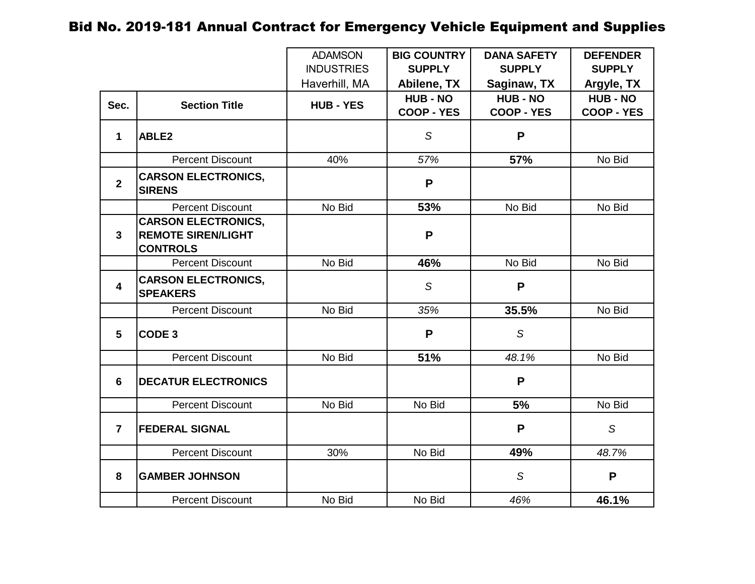# Bid No. 2019-181 Annual Contract for Emergency Vehicle Equipment and Supplies

| | | ADAMSON INDUSTRIES Haverhill, MA | **BIG COUNTRY SUPPLY Abilene, TX** | **DANA SAFETY SUPPLY Saginaw, TX** | **DEFENDER SUPPLY Argyle, TX** |
|---|---|---|---|---|---|
| **Sec.** | **Section Title** | **HUB - YES** | **HUB - NO COOP - YES** | **HUB - NO COOP - YES** | **HUB - NO COOP - YES** |
| **1** | **ABLE2** | | *S* | **P** | |
| | Percent Discount | 40% | *57%* | **57%** | No Bid |
| **2** | **CARSON ELECTRONICS, SIRENS** | | **P** | | |
| | Percent Discount | No Bid | **53%** | No Bid | No Bid |
| **3** | **CARSON ELECTRONICS, REMOTE SIREN/LIGHT CONTROLS** | | **P** | | |
| | Percent Discount | No Bid | **46%** | No Bid | No Bid |
| **4** | **CARSON ELECTRONICS, SPEAKERS** | | *S* | **P** | |
| | Percent Discount | No Bid | *35%* | **35.5%** | No Bid |
| **5** | **CODE 3** | | **P** | *S* | |
| | Percent Discount | No Bid | **51%** | *48.1%* | No Bid |
| **6** | **DECATUR ELECTRONICS** | | | **P** | |
| | Percent Discount | No Bid | No Bid | **5%** | No Bid |
| **7** | **FEDERAL SIGNAL** | | | **P** | *S* |
| | Percent Discount | 30% | No Bid | **49%** | *48.7%* |
| **8** | **GAMBER JOHNSON** | | | *S* | **P** |
| | Percent Discount | No Bid | No Bid | *46%* | **46.1%** |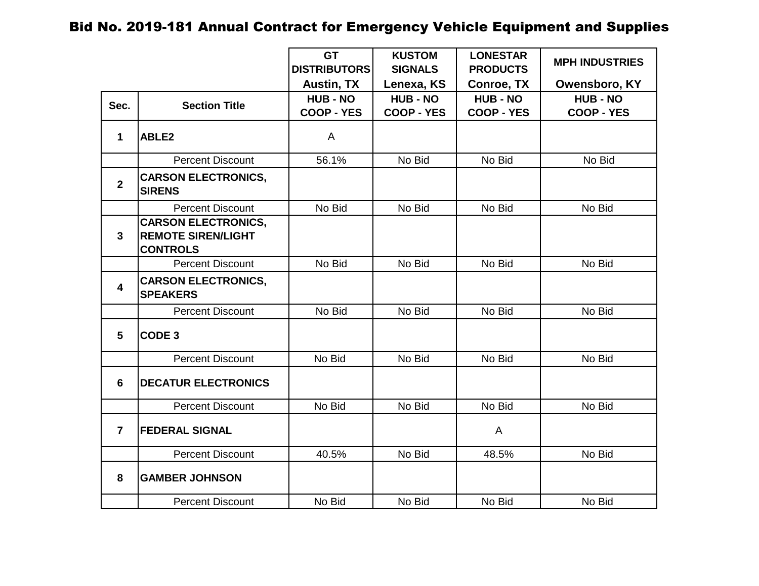# Bid No. 2019-181 Annual Contract for Emergency Vehicle Equipment and Supplies

| | | GT DISTRIBUTORS Austin, TX | KUSTOM SIGNALS Lenexa, KS | LONESTAR PRODUCTS Conroe, TX | MPH INDUSTRIES Owensboro, KY |
|---|---|---|---|---|---|
| **Sec.** | **Section Title** | **HUB - NO COOP - YES** | **HUB - NO COOP - YES** | **HUB - NO COOP - YES** | **HUB - NO COOP - YES** |
| **1** | **ABLE2** | A | | | |
| | Percent Discount | 56.1% | No Bid | No Bid | No Bid |
| **2** | **CARSON ELECTRONICS, SIRENS** | | | | |
| | Percent Discount | No Bid | No Bid | No Bid | No Bid |
| **3** | **CARSON ELECTRONICS, REMOTE SIREN/LIGHT CONTROLS** | | | | |
| | Percent Discount | No Bid | No Bid | No Bid | No Bid |
| **4** | **CARSON ELECTRONICS, SPEAKERS** | | | | |
| | Percent Discount | No Bid | No Bid | No Bid | No Bid |
| **5** | **CODE 3** | | | | |
| | Percent Discount | No Bid | No Bid | No Bid | No Bid |
| **6** | **DECATUR ELECTRONICS** | | | | |
| | Percent Discount | No Bid | No Bid | No Bid | No Bid |
| **7** | **FEDERAL SIGNAL** | | | A | |
| | Percent Discount | 40.5% | No Bid | 48.5% | No Bid |
| **8** | **GAMBER JOHNSON** | | | | |
| | Percent Discount | No Bid | No Bid | No Bid | No Bid |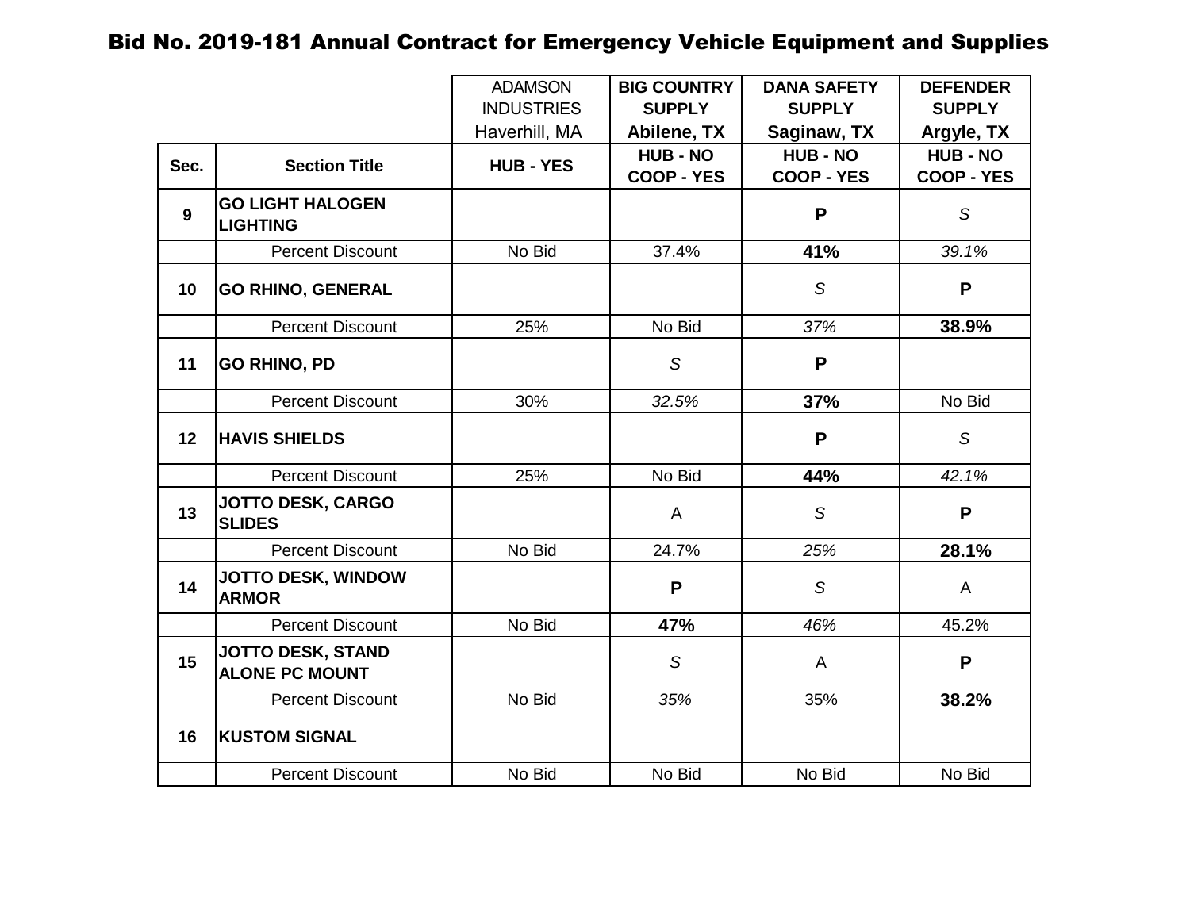# Bid No. 2019-181 Annual Contract for Emergency Vehicle Equipment and Supplies

| | | ADAMSON INDUSTRIES Haverhill, MA | **BIG COUNTRY SUPPLY Abilene, TX** | **DANA SAFETY SUPPLY Saginaw, TX** | **DEFENDER SUPPLY Argyle, TX** |
|---|---|---|---|---|---|
| **Sec.** | **Section Title** | **HUB - YES** | **HUB - NO COOP - YES** | **HUB - NO COOP - YES** | **HUB - NO COOP - YES** |
| **9** | **GO LIGHT HALOGEN LIGHTING** | | | **P** | *S* |
| | Percent Discount | No Bid | 37.4% | **41%** | *39.1%* |
| **10** | **GO RHINO, GENERAL** | | | *S* | **P** |
| | Percent Discount | 25% | No Bid | *37%* | **38.9%** |
| **11** | **GO RHINO, PD** | | *S* | **P** | |
| | Percent Discount | 30% | *32.5%* | **37%** | No Bid |
| **12** | **HAVIS SHIELDS** | | | **P** | *S* |
| | Percent Discount | 25% | No Bid | **44%** | *42.1%* |
| **13** | **JOTTO DESK, CARGO SLIDES** | | A | *S* | **P** |
| | Percent Discount | No Bid | 24.7% | *25%* | **28.1%** |
| **14** | **JOTTO DESK, WINDOW ARMOR** | | **P** | *S* | A |
| | Percent Discount | No Bid | **47%** | *46%* | 45.2% |
| **15** | **JOTTO DESK, STAND ALONE PC MOUNT** | | *S* | A | **P** |
| | Percent Discount | No Bid | *35%* | 35% | **38.2%** |
| **16** | **KUSTOM SIGNAL** | | | | |
| | Percent Discount | No Bid | No Bid | No Bid | No Bid |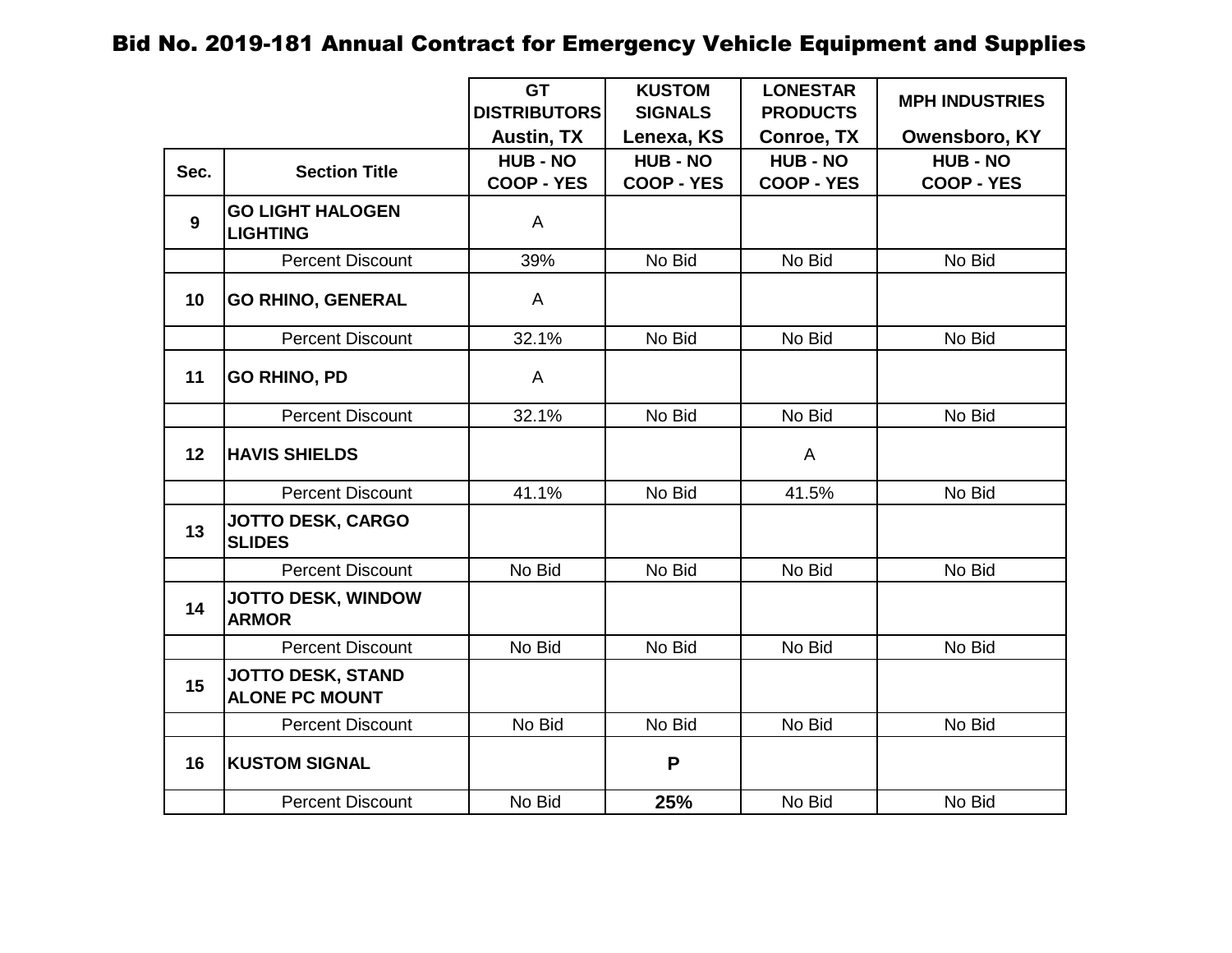# Bid No. 2019-181 Annual Contract for Emergency Vehicle Equipment and Supplies

| | | GT DISTRIBUTORS Austin, TX | KUSTOM SIGNALS Lenexa, KS | LONESTAR PRODUCTS Conroe, TX | MPH INDUSTRIES Owensboro, KY |
|---|---|---|---|---|---|
| **Sec.** | **Section Title** | **HUB - NO COOP - YES** | **HUB - NO COOP - YES** | **HUB - NO COOP - YES** | **HUB - NO COOP - YES** |
| **9** | **GO LIGHT HALOGEN LIGHTING** | A | | | |
| | Percent Discount | 39% | No Bid | No Bid | No Bid |
| **10** | **GO RHINO, GENERAL** | A | | | |
| | Percent Discount | 32.1% | No Bid | No Bid | No Bid |
| **11** | **GO RHINO, PD** | A | | | |
| | Percent Discount | 32.1% | No Bid | No Bid | No Bid |
| **12** | **HAVIS SHIELDS** | | | A | |
| | Percent Discount | 41.1% | No Bid | 41.5% | No Bid |
| **13** | **JOTTO DESK, CARGO SLIDES** | | | | |
| | Percent Discount | No Bid | No Bid | No Bid | No Bid |
| **14** | **JOTTO DESK, WINDOW ARMOR** | | | | |
| | Percent Discount | No Bid | No Bid | No Bid | No Bid |
| **15** | **JOTTO DESK, STAND ALONE PC MOUNT** | | | | |
| | Percent Discount | No Bid | No Bid | No Bid | No Bid |
| **16** | **KUSTOM SIGNAL** | | **P** | | |
| | Percent Discount | No Bid | **25%** | No Bid | No Bid |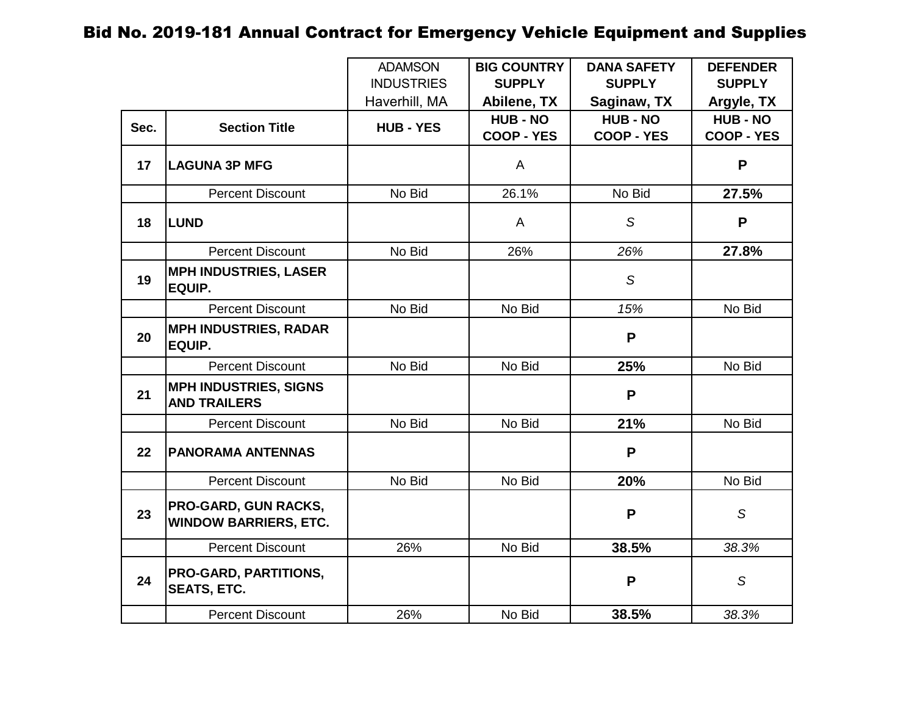# Bid No. 2019-181 Annual Contract for Emergency Vehicle Equipment and Supplies

| | | ADAMSON INDUSTRIES Haverhill, MA | **BIG COUNTRY SUPPLY Abilene, TX** | **DANA SAFETY SUPPLY Saginaw, TX** | **DEFENDER SUPPLY Argyle, TX** |
|---|---|---|---|---|---|
| **Sec.** | **Section Title** | **HUB - YES** | **HUB - NO COOP - YES** | **HUB - NO COOP - YES** | **HUB - NO COOP - YES** |
| **17** | **LAGUNA 3P MFG** | | A | | **P** |
| | Percent Discount | No Bid | 26.1% | No Bid | **27.5%** |
| **18** | **LUND** | | A | *S* | **P** |
| | Percent Discount | No Bid | 26% | *26%* | **27.8%** |
| **19** | **MPH INDUSTRIES, LASER EQUIP.** | | | *S* | |
| | Percent Discount | No Bid | No Bid | *15%* | No Bid |
| **20** | **MPH INDUSTRIES, RADAR EQUIP.** | | | **P** | |
| | Percent Discount | No Bid | No Bid | **25%** | No Bid |
| **21** | **MPH INDUSTRIES, SIGNS AND TRAILERS** | | | **P** | |
| | Percent Discount | No Bid | No Bid | **21%** | No Bid |
| **22** | **PANORAMA ANTENNAS** | | | **P** | |
| | Percent Discount | No Bid | No Bid | **20%** | No Bid |
| **23** | **PRO-GARD, GUN RACKS, WINDOW BARRIERS, ETC.** | | | **P** | *S* |
| | Percent Discount | 26% | No Bid | **38.5%** | *38.3%* |
| **24** | **PRO-GARD, PARTITIONS, SEATS, ETC.** | | | **P** | *S* |
| | Percent Discount | 26% | No Bid | **38.5%** | *38.3%* |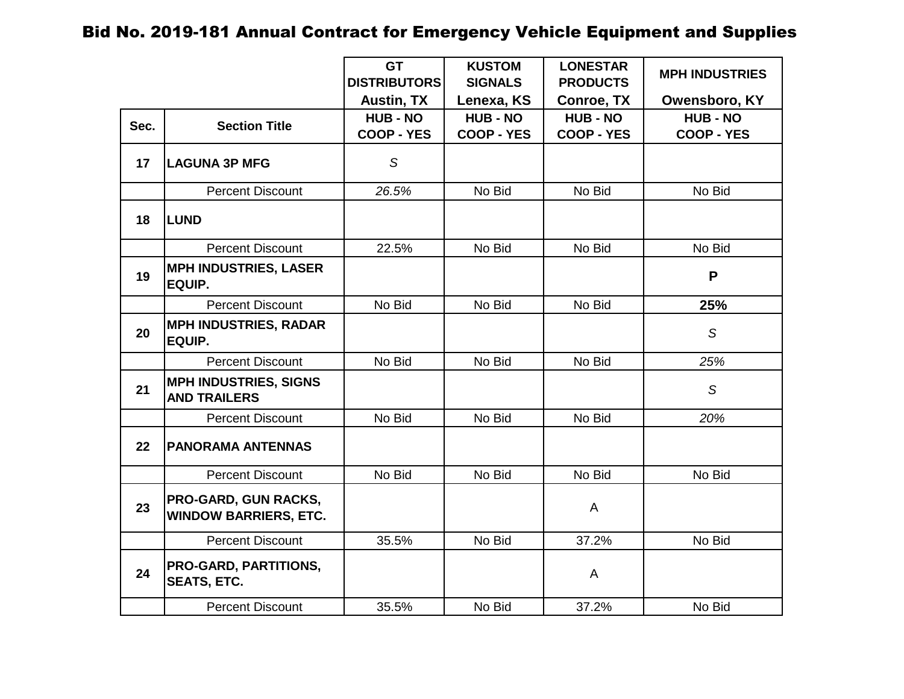## Bid No. 2019-181 Annual Contract for Emergency Vehicle Equipment and Supplies

| | | GT DISTRIBUTORS Austin, TX | KUSTOM SIGNALS Lenexa, KS | LONESTAR PRODUCTS Conroe, TX | MPH INDUSTRIES Owensboro, KY |
|---|---|---|---|---|---|
| **Sec.** | **Section Title** | **HUB - NO COOP - YES** | **HUB - NO COOP - YES** | **HUB - NO COOP - YES** | **HUB - NO COOP - YES** |
| **17** | **LAGUNA 3P MFG** | *S* | | | |
| | Percent Discount | *26.5%* | No Bid | No Bid | No Bid |
| **18** | **LUND** | | | | |
| | Percent Discount | 22.5% | No Bid | No Bid | No Bid |
| **19** | **MPH INDUSTRIES, LASER EQUIP.** | | | | **P** |
| | Percent Discount | No Bid | No Bid | No Bid | **25%** |
| **20** | **MPH INDUSTRIES, RADAR EQUIP.** | | | | *S* |
| | Percent Discount | No Bid | No Bid | No Bid | *25%* |
| **21** | **MPH INDUSTRIES, SIGNS AND TRAILERS** | | | | *S* |
| | Percent Discount | No Bid | No Bid | No Bid | *20%* |
| **22** | **PANORAMA ANTENNAS** | | | | |
| | Percent Discount | No Bid | No Bid | No Bid | No Bid |
| **23** | **PRO-GARD, GUN RACKS, WINDOW BARRIERS, ETC.** | | | A | |
| | Percent Discount | 35.5% | No Bid | 37.2% | No Bid |
| **24** | **PRO-GARD, PARTITIONS, SEATS, ETC.** | | | A | |
| | Percent Discount | 35.5% | No Bid | 37.2% | No Bid |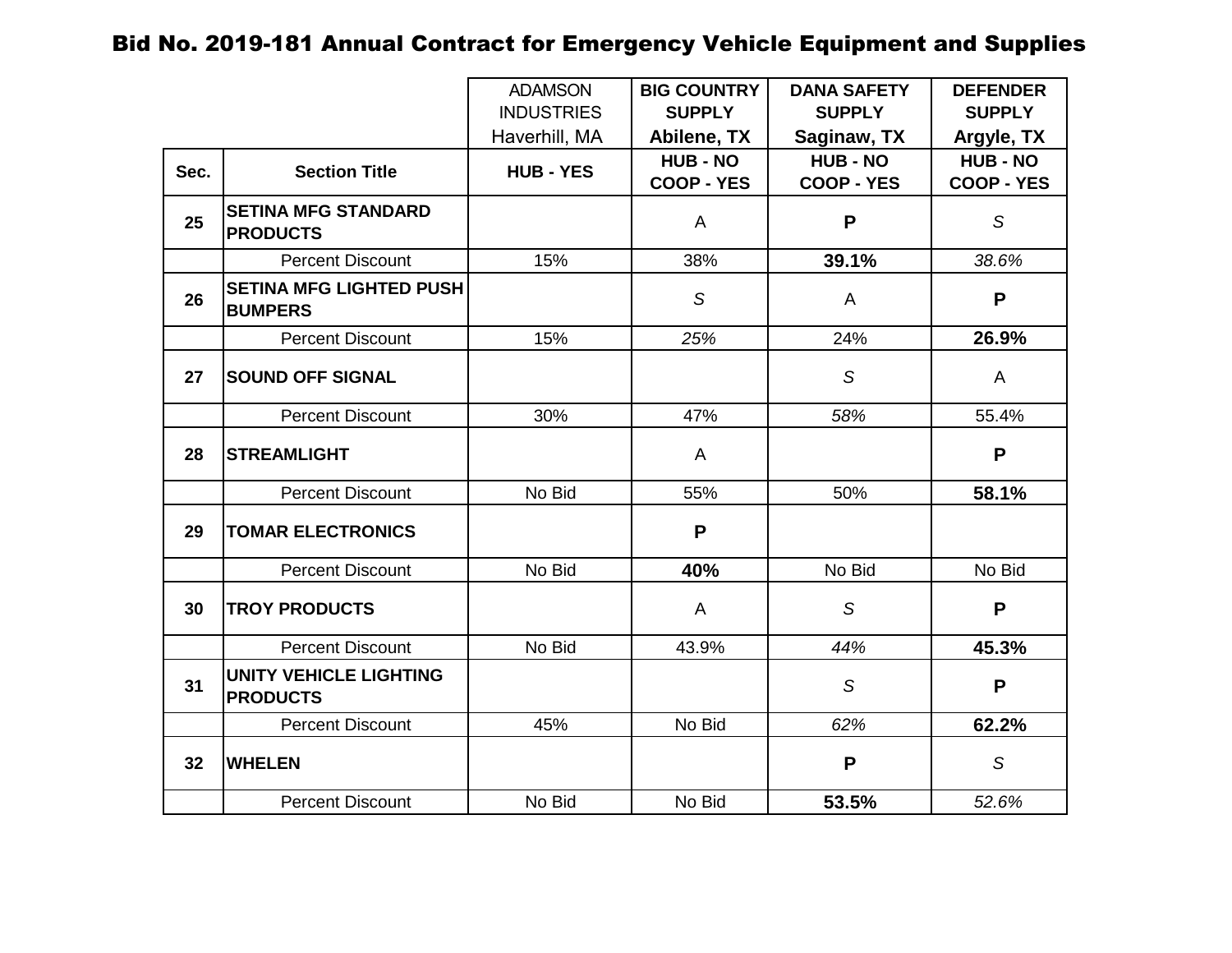# Bid No. 2019-181 Annual Contract for Emergency Vehicle Equipment and Supplies

| Sec. | Section Title | ADAMSON INDUSTRIES Haverhill, MA | **BIG COUNTRY SUPPLY Abilene, TX** | **DANA SAFETY SUPPLY Saginaw, TX** | **DEFENDER SUPPLY Argyle, TX** |
|---|---|---|---|---|---|
| | | **HUB - YES** | **HUB - NO COOP - YES** | **HUB - NO COOP - YES** | **HUB - NO COOP - YES** |
| **25** | **SETINA MFG STANDARD PRODUCTS** | | A | **P** | *S* |
| | Percent Discount | 15% | 38% | **39.1%** | *38.6%* |
| **26** | **SETINA MFG LIGHTED PUSH BUMPERS** | | *S* | A | **P** |
| | Percent Discount | 15% | *25%* | 24% | **26.9%** |
| **27** | **SOUND OFF SIGNAL** | | | *S* | A |
| | Percent Discount | 30% | 47% | *58%* | 55.4% |
| **28** | **STREAMLIGHT** | | A | | **P** |
| | Percent Discount | No Bid | 55% | 50% | **58.1%** |
| **29** | **TOMAR ELECTRONICS** | | **P** | | |
| | Percent Discount | No Bid | **40%** | No Bid | No Bid |
| **30** | **TROY PRODUCTS** | | A | *S* | **P** |
| | Percent Discount | No Bid | 43.9% | *44%* | **45.3%** |
| **31** | **UNITY VEHICLE LIGHTING PRODUCTS** | | | *S* | **P** |
| | Percent Discount | 45% | No Bid | *62%* | **62.2%** |
| **32** | **WHELEN** | | | **P** | *S* |
| | Percent Discount | No Bid | No Bid | **53.5%** | *52.6%* |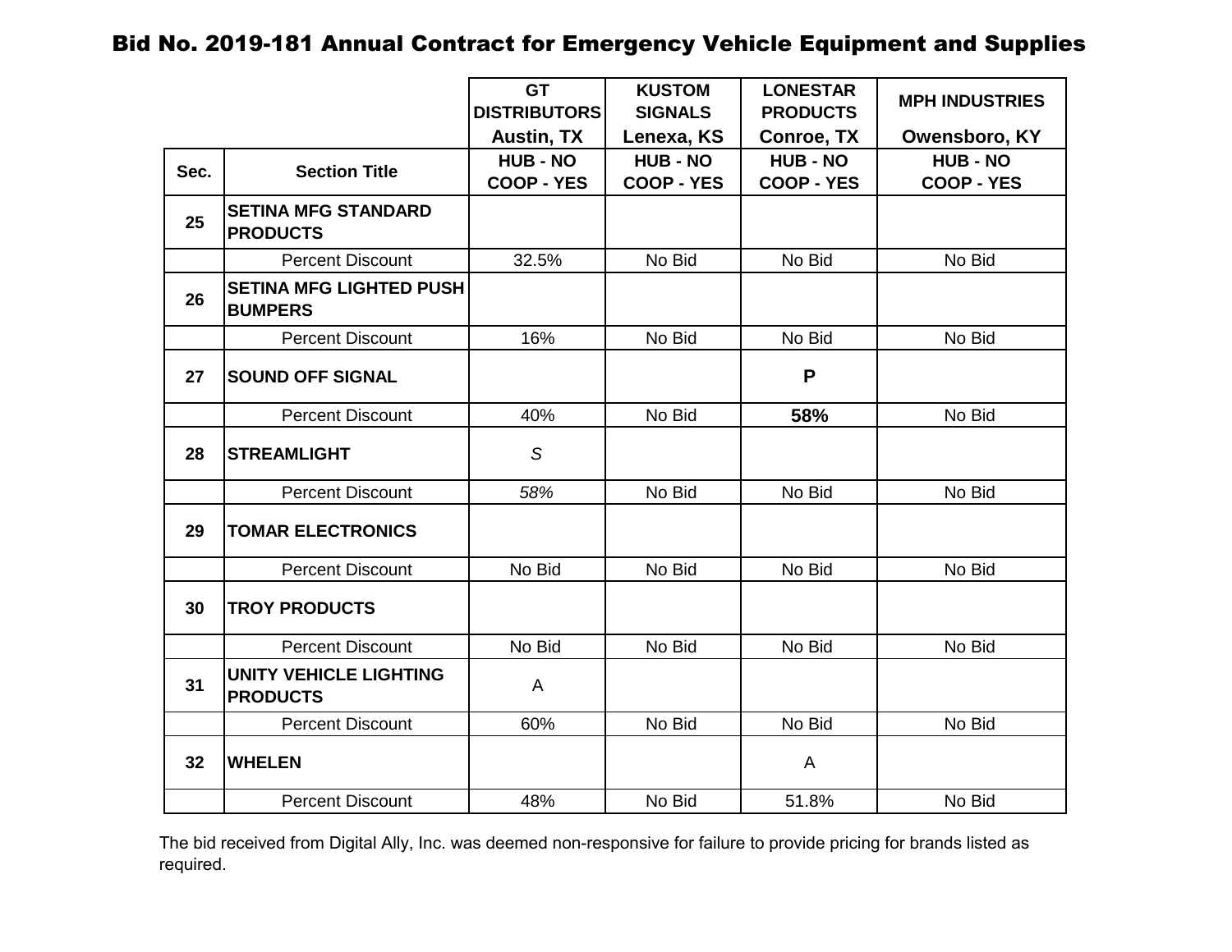# Bid No. 2019-181 Annual Contract for Emergency Vehicle Equipment and Supplies

| | | GT DISTRIBUTORS Austin, TX | KUSTOM SIGNALS Lenexa, KS | LONESTAR PRODUCTS Conroe, TX | MPH INDUSTRIES Owensboro, KY |
|---|---|---|---|---|---|
| **Sec.** | **Section Title** | **HUB - NO COOP - YES** | **HUB - NO COOP - YES** | **HUB - NO COOP - YES** | **HUB - NO COOP - YES** |
| **25** | **SETINA MFG STANDARD PRODUCTS** | | | | |
| | Percent Discount | 32.5% | No Bid | No Bid | No Bid |
| **26** | **SETINA MFG LIGHTED PUSH BUMPERS** | | | | |
| | Percent Discount | 16% | No Bid | No Bid | No Bid |
| **27** | **SOUND OFF SIGNAL** | | | **P** | |
| | Percent Discount | 40% | No Bid | **58%** | No Bid |
| **28** | **STREAMLIGHT** | *S* | | | |
| | Percent Discount | *58%* | No Bid | No Bid | No Bid |
| **29** | **TOMAR ELECTRONICS** | | | | |
| | Percent Discount | No Bid | No Bid | No Bid | No Bid |
| **30** | **TROY PRODUCTS** | | | | |
| | Percent Discount | No Bid | No Bid | No Bid | No Bid |
| **31** | **UNITY VEHICLE LIGHTING PRODUCTS** | A | | | |
| | Percent Discount | 60% | No Bid | No Bid | No Bid |
| **32** | **WHELEN** | | | A | |
| | Percent Discount | 48% | No Bid | 51.8% | No Bid |

The bid received from Digital Ally, Inc. was deemed non-responsive for failure to provide pricing for brands listed as required.